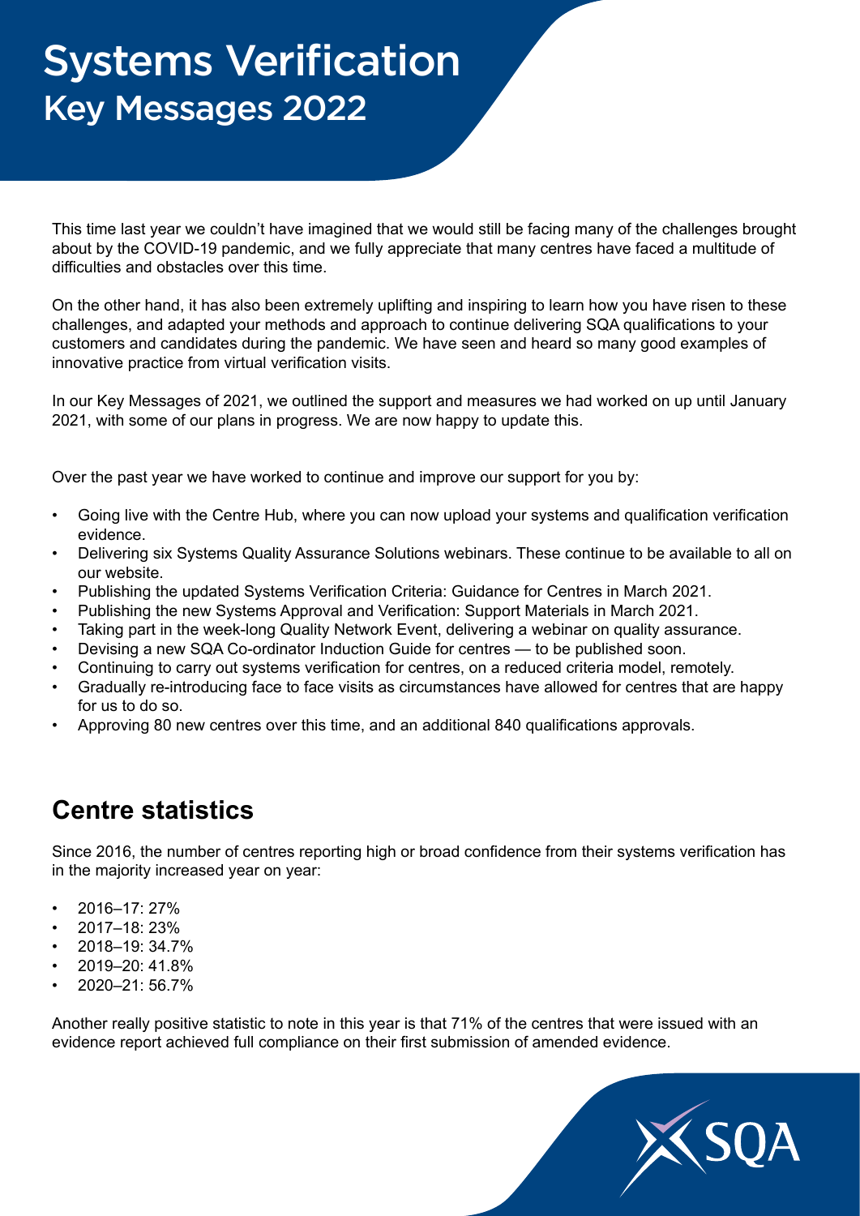# Systems Verification

## Key Messages 2022

This time last year we couldn't have imagined that we would still be facing many of the challenges brought about by the COVID-19 pandemic, and we fully appreciate that many centres have faced a multitude of difficulties and obstacles over this time.

On the other hand, it has also been extremely uplifting and inspiring to learn how you have risen to these challenges, and adapted your methods and approach to continue delivering SQA qualifications to your customers and candidates during the pandemic. We have seen and heard so many good examples of innovative practice from virtual verification visits.

In our Key Messages of 2021, we outlined the support and measures we had worked on up until January 2021, with some of our plans in progress. We are now happy to update this.

Over the past year we have worked to continue and improve our support for you by:

- Going live with the Centre Hub, where you can now upload your systems and qualification verification evidence.
- Delivering six Systems Quality Assurance Solutions webinars. These continue to be available to all on our website.
- Publishing the updated Systems Verification Criteria: Guidance for Centres in March 2021.
- Publishing the new Systems Approval and Verification: Support Materials in March 2021.
- Taking part in the week-long Quality Network Event, delivering a webinar on quality assurance.
- Devising a new SQA Co-ordinator Induction Guide for centres — to be published soon.
- Continuing to carry out systems verification for centres, on a reduced criteria model, remotely.
- Gradually re-introducing face to face visits as circumstances have allowed for centres that are happy for us to do so.
- Approving 80 new centres over this time, and an additional 840 qualifications approvals.

## Centre statistics

Since 2016, the number of centres reporting high or broad confidence from their systems verification has in the majority increased year on year:

- 2016–17: 27%
- 2017–18: 23%
- 2018–19: 34.7%
- 2019–20: 41.8%
- 2020–21: 56.7%

Another really positive statistic to note in this year is that 71% of the centres that were issued with an evidence report achieved full compliance on their first submission of amended evidence.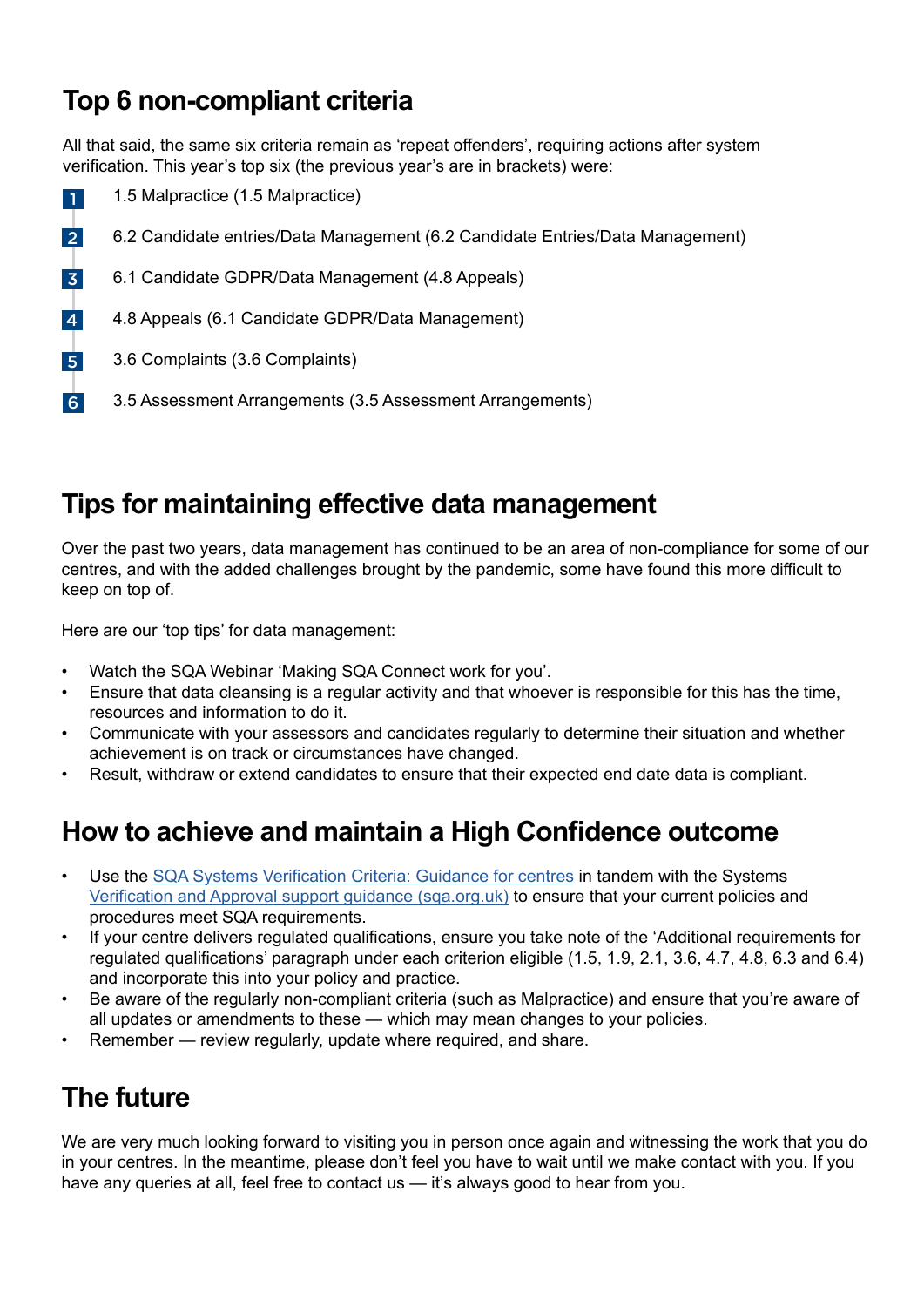## Top 6 non-compliant criteria

All that said, the same six criteria remain as 'repeat offenders', requiring actions after system verification. This year's top six (the previous year's are in brackets) were:

1. 1.5 Malpractice (1.5 Malpractice)
2. 6.2 Candidate entries/Data Management (6.2 Candidate Entries/Data Management)
3. 6.1 Candidate GDPR/Data Management (4.8 Appeals)
4. 4.8 Appeals (6.1 Candidate GDPR/Data Management)
5. 3.6 Complaints (3.6 Complaints)
6. 3.5 Assessment Arrangements (3.5 Assessment Arrangements)

## Tips for maintaining effective data management

Over the past two years, data management has continued to be an area of non-compliance for some of our centres, and with the added challenges brought by the pandemic, some have found this more difficult to keep on top of.

Here are our 'top tips' for data management:

- Watch the SQA Webinar 'Making SQA Connect work for you'.
- Ensure that data cleansing is a regular activity and that whoever is responsible for this has the time, resources and information to do it.
- Communicate with your assessors and candidates regularly to determine their situation and whether achievement is on track or circumstances have changed.
- Result, withdraw or extend candidates to ensure that their expected end date data is compliant.

## How to achieve and maintain a High Confidence outcome

- Use the SQA Systems Verification Criteria: Guidance for centres in tandem with the Systems Verification and Approval support guidance (sqa.org.uk) to ensure that your current policies and procedures meet SQA requirements.
- If your centre delivers regulated qualifications, ensure you take note of the 'Additional requirements for regulated qualifications' paragraph under each criterion eligible (1.5, 1.9, 2.1, 3.6, 4.7, 4.8, 6.3 and 6.4) and incorporate this into your policy and practice.
- Be aware of the regularly non-compliant criteria (such as Malpractice) and ensure that you're aware of all updates or amendments to these — which may mean changes to your policies.
- Remember — review regularly, update where required, and share.

## The future

We are very much looking forward to visiting you in person once again and witnessing the work that you do in your centres. In the meantime, please don't feel you have to wait until we make contact with you. If you have any queries at all, feel free to contact us — it's always good to hear from you.